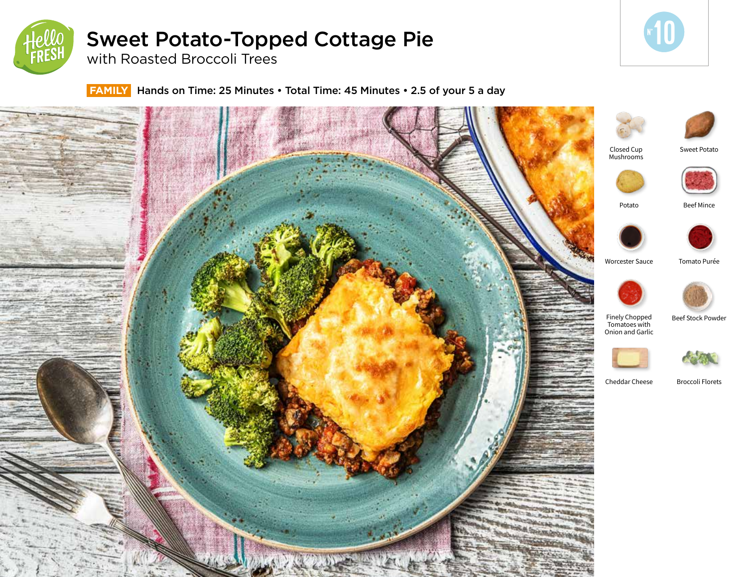# Sweet Potato-Topped Cottage Pie

## with Roasted Broccoli Trees

**FAMILY** Hands on Time: 25 Minutes • Total Time: 45 Minutes • 2.5 of your 5 a day

N° 10

- Closed Cup Mushrooms
- Sweet Potato
- Potato
- Beef Mince
- Worcester Sauce
- Tomato Purée
- Finely Chopped Tomatoes with Onion and Garlic
- Beef Stock Powder
- Cheddar Cheese
- Broccoli Florets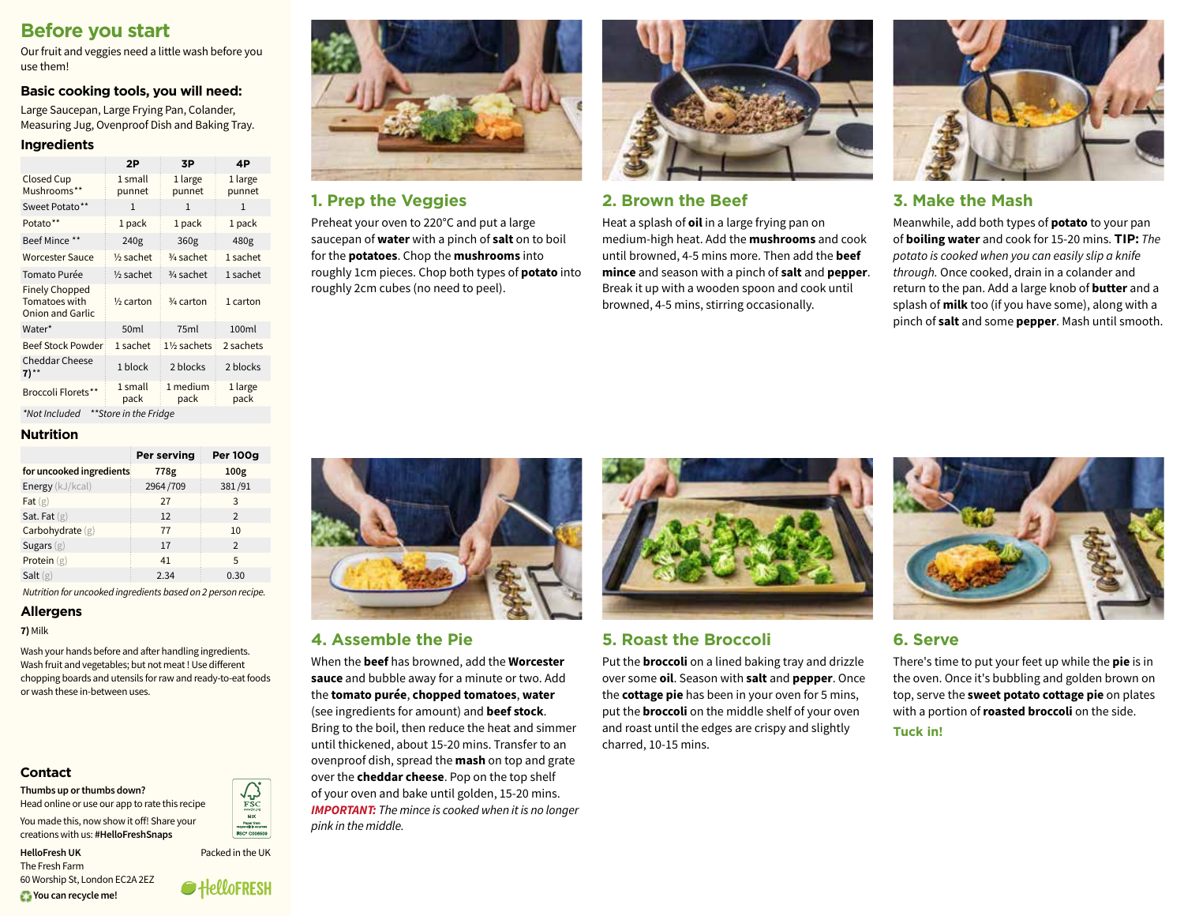## Before you start

Our fruit and veggies need a little wash before you use them!

### Basic cooking tools, you will need:

Large Saucepan, Large Frying Pan, Colander, Measuring Jug, Ovenproof Dish and Baking Tray.

### Ingredients

| | 2P | 3P | 4P |
|---|---|---|---|
| Closed Cup Mushrooms** | 1 small punnet | 1 large punnet | 1 large punnet |
| Sweet Potato** | 1 | 1 | 1 |
| Potato** | 1 pack | 1 pack | 1 pack |
| Beef Mince ** | 240g | 360g | 480g |
| Worcester Sauce | ½ sachet | ¾ sachet | 1 sachet |
| Tomato Purée | ½ sachet | ¾ sachet | 1 sachet |
| Finely Chopped Tomatoes with Onion and Garlic | ½ carton | ¾ carton | 1 carton |
| Water* | 50ml | 75ml | 100ml |
| Beef Stock Powder | 1 sachet | 1½ sachets | 2 sachets |
| Cheddar Cheese 7)** | 1 block | 2 blocks | 2 blocks |
| Broccoli Florets** | 1 small pack | 1 medium pack | 1 large pack |

*Not Included    **Store in the Fridge*

### Nutrition

| | Per serving | Per 100g |
|---|---|---|
| for uncooked ingredients | 778g | 100g |
| Energy (kJ/kcal) | 2964 /709 | 381 /91 |
| Fat (g) | 27 | 3 |
| Sat. Fat (g) | 12 | 2 |
| Carbohydrate (g) | 77 | 10 |
| Sugars (g) | 17 | 2 |
| Protein (g) | 41 | 5 |
| Salt (g) | 2.34 | 0.30 |

*Nutrition for uncooked ingredients based on 2 person recipe.*

### Allergens

**7)** Milk

Wash your hands before and after handling ingredients. Wash fruit and vegetables; but not meat ! Use different chopping boards and utensils for raw and ready-to-eat foods or wash these in-between uses.

### Contact

**Thumbs up or thumbs down?**
Head online or use our app to rate this recipe

You made this, now show it off! Share your creations with us: **#HelloFreshSnaps**

**HelloFresh UK**
The Fresh Farm
60 Worship St, London EC2A 2EZ

Packed in the UK

**You can recycle me!**

## 1. Prep the Veggies

Preheat your oven to 220°C and put a large saucepan of **water** with a pinch of **salt** on to boil for the **potatoes**. Chop the **mushrooms** into roughly 1cm pieces. Chop both types of **potato** into roughly 2cm cubes (no need to peel).

## 2. Brown the Beef

Heat a splash of **oil** in a large frying pan on medium-high heat. Add the **mushrooms** and cook until browned, 4-5 mins more. Then add the **beef mince** and season with a pinch of **salt** and **pepper**. Break it up with a wooden spoon and cook until browned, 4-5 mins, stirring occasionally.

## 3. Make the Mash

Meanwhile, add both types of **potato** to your pan of **boiling water** and cook for 15-20 mins. **TIP:** *The potato is cooked when you can easily slip a knife through.* Once cooked, drain in a colander and return to the pan. Add a large knob of **butter** and a splash of **milk** too (if you have some), along with a pinch of **salt** and some **pepper**. Mash until smooth.

## 4. Assemble the Pie

When the **beef** has browned, add the **Worcester sauce** and bubble away for a minute or two. Add the **tomato purée**, **chopped tomatoes**, **water** (see ingredients for amount) and **beef stock**. Bring to the boil, then reduce the heat and simmer until thickened, about 15-20 mins. Transfer to an ovenproof dish, spread the **mash** on top and grate over the **cheddar cheese**. Pop on the top shelf of your oven and bake until golden, 15-20 mins. ***IMPORTANT:*** *The mince is cooked when it is no longer pink in the middle.*

## 5. Roast the Broccoli

Put the **broccoli** on a lined baking tray and drizzle over some **oil**. Season with **salt** and **pepper**. Once the **cottage pie** has been in your oven for 5 mins, put the **broccoli** on the middle shelf of your oven and roast until the edges are crispy and slightly charred, 10-15 mins.

## 6. Serve

There's time to put your feet up while the **pie** is in the oven. Once it's bubbling and golden brown on top, serve the **sweet potato cottage pie** on plates with a portion of **roasted broccoli** on the side.

**Tuck in!**